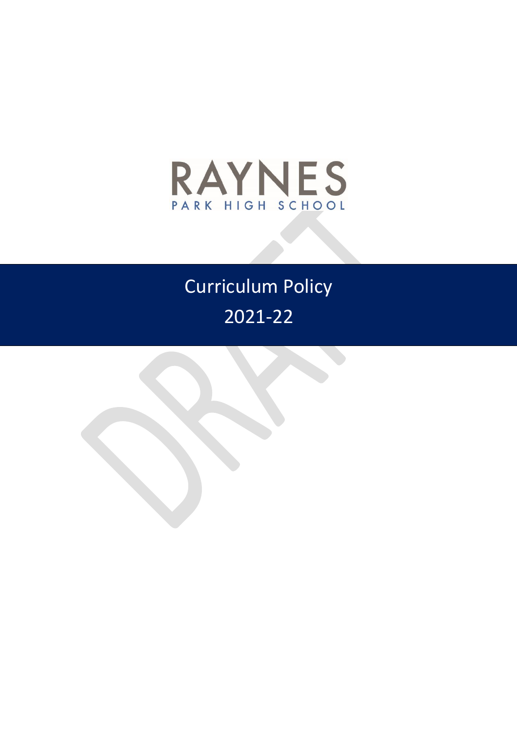RAYNES

PARK HIGH SCHOOL

# Curriculum Policy

# 2021-22

DRAFT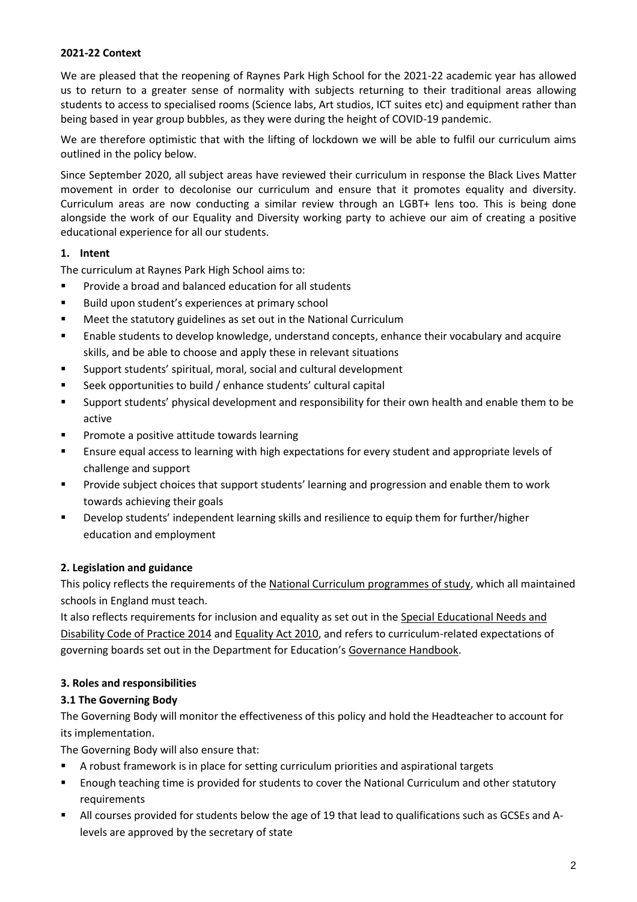**2021-22 Context**

We are pleased that the reopening of Raynes Park High School for the 2021-22 academic year has allowed us to return to a greater sense of normality with subjects returning to their traditional areas allowing students to access to specialised rooms (Science labs, Art studios, ICT suites etc) and equipment rather than being based in year group bubbles, as they were during the height of COVID-19 pandemic.

We are therefore optimistic that with the lifting of lockdown we will be able to fulfil our curriculum aims outlined in the policy below.

Since September 2020, all subject areas have reviewed their curriculum in response the Black Lives Matter movement in order to decolonise our curriculum and ensure that it promotes equality and diversity. Curriculum areas are now conducting a similar review through an LGBT+ lens too. This is being done alongside the work of our Equality and Diversity working party to achieve our aim of creating a positive educational experience for all our students.

## 1. Intent

The curriculum at Raynes Park High School aims to:

- Provide a broad and balanced education for all students
- Build upon student's experiences at primary school
- Meet the statutory guidelines as set out in the National Curriculum
- Enable students to develop knowledge, understand concepts, enhance their vocabulary and acquire skills, and be able to choose and apply these in relevant situations
- Support students' spiritual, moral, social and cultural development
- Seek opportunities to build / enhance students' cultural capital
- Support students' physical development and responsibility for their own health and enable them to be active
- Promote a positive attitude towards learning
- Ensure equal access to learning with high expectations for every student and appropriate levels of challenge and support
- Provide subject choices that support students' learning and progression and enable them to work towards achieving their goals
- Develop students' independent learning skills and resilience to equip them for further/higher education and employment

## 2. Legislation and guidance

This policy reflects the requirements of the National Curriculum programmes of study, which all maintained schools in England must teach.

It also reflects requirements for inclusion and equality as set out in the Special Educational Needs and Disability Code of Practice 2014 and Equality Act 2010, and refers to curriculum-related expectations of governing boards set out in the Department for Education's Governance Handbook.

## 3. Roles and responsibilities

### 3.1 The Governing Body

The Governing Body will monitor the effectiveness of this policy and hold the Headteacher to account for its implementation.

The Governing Body will also ensure that:

- A robust framework is in place for setting curriculum priorities and aspirational targets
- Enough teaching time is provided for students to cover the National Curriculum and other statutory requirements
- All courses provided for students below the age of 19 that lead to qualifications such as GCSEs and A-levels are approved by the secretary of state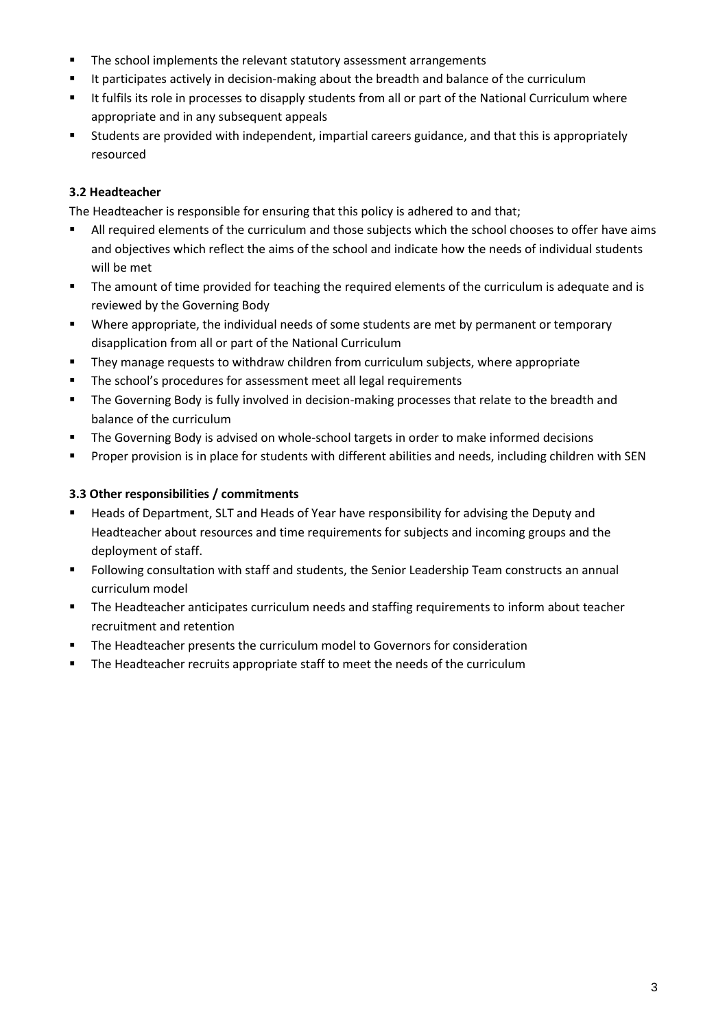- The school implements the relevant statutory assessment arrangements
- It participates actively in decision-making about the breadth and balance of the curriculum
- It fulfils its role in processes to disapply students from all or part of the National Curriculum where appropriate and in any subsequent appeals
- Students are provided with independent, impartial careers guidance, and that this is appropriately resourced

**3.2 Headteacher**

The Headteacher is responsible for ensuring that this policy is adhered to and that;

- All required elements of the curriculum and those subjects which the school chooses to offer have aims and objectives which reflect the aims of the school and indicate how the needs of individual students will be met
- The amount of time provided for teaching the required elements of the curriculum is adequate and is reviewed by the Governing Body
- Where appropriate, the individual needs of some students are met by permanent or temporary disapplication from all or part of the National Curriculum
- They manage requests to withdraw children from curriculum subjects, where appropriate
- The school's procedures for assessment meet all legal requirements
- The Governing Body is fully involved in decision-making processes that relate to the breadth and balance of the curriculum
- The Governing Body is advised on whole-school targets in order to make informed decisions
- Proper provision is in place for students with different abilities and needs, including children with SEN

**3.3 Other responsibilities / commitments**

- Heads of Department, SLT and Heads of Year have responsibility for advising the Deputy and Headteacher about resources and time requirements for subjects and incoming groups and the deployment of staff.
- Following consultation with staff and students, the Senior Leadership Team constructs an annual curriculum model
- The Headteacher anticipates curriculum needs and staffing requirements to inform about teacher recruitment and retention
- The Headteacher presents the curriculum model to Governors for consideration
- The Headteacher recruits appropriate staff to meet the needs of the curriculum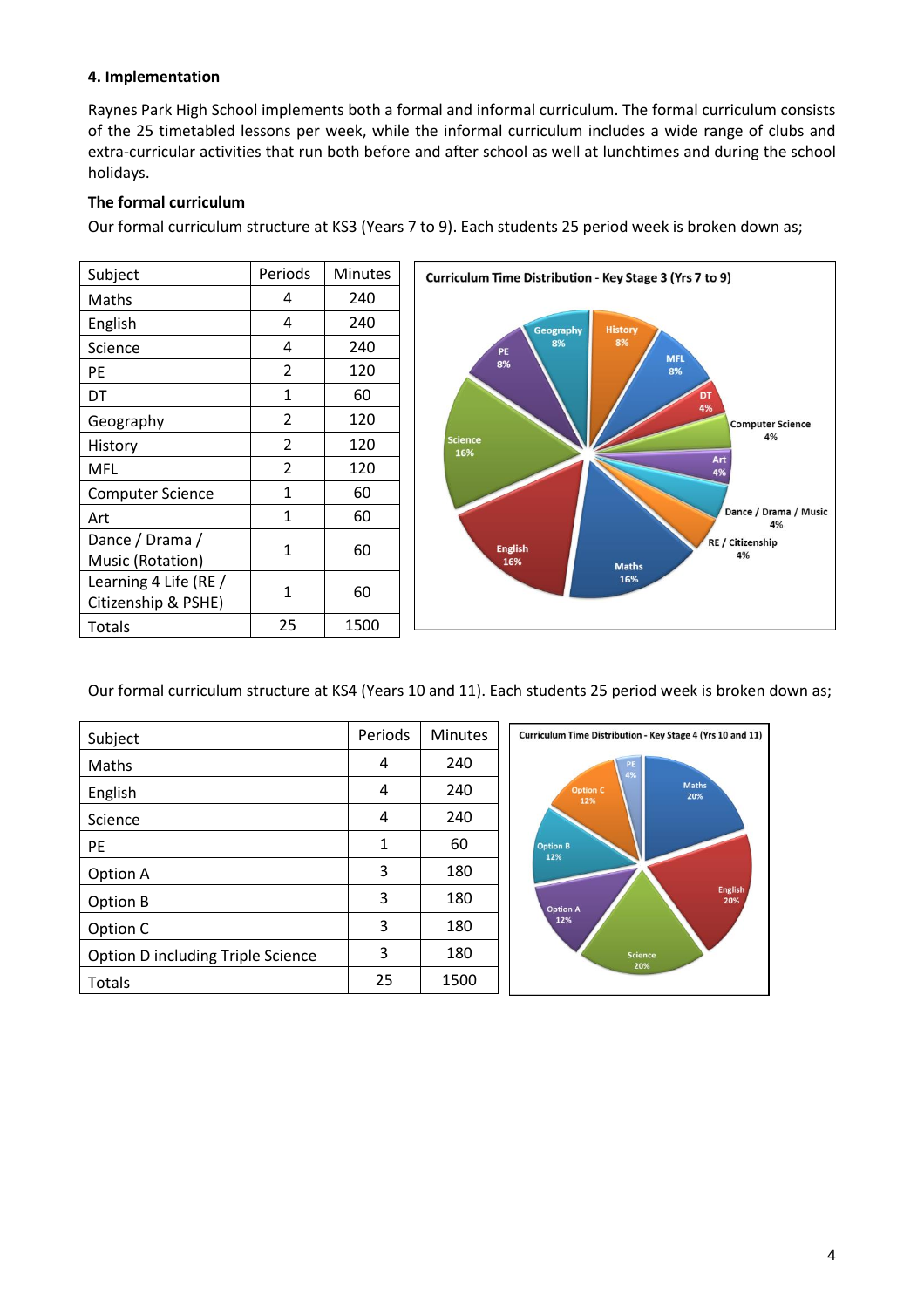**4. Implementation**

Raynes Park High School implements both a formal and informal curriculum. The formal curriculum consists of the 25 timetabled lessons per week, while the informal curriculum includes a wide range of clubs and extra-curricular activities that run both before and after school as well at lunchtimes and during the school holidays.

**The formal curriculum**

Our formal curriculum structure at KS3 (Years 7 to 9). Each students 25 period week is broken down as;

| Subject | Periods | Minutes |
|---|---|---|
| Maths | 4 | 240 |
| English | 4 | 240 |
| Science | 4 | 240 |
| PE | 2 | 120 |
| DT | 1 | 60 |
| Geography | 2 | 120 |
| History | 2 | 120 |
| MFL | 2 | 120 |
| Computer Science | 1 | 60 |
| Art | 1 | 60 |
| Dance / Drama / Music (Rotation) | 1 | 60 |
| Learning 4 Life (RE / Citizenship & PSHE) | 1 | 60 |
| Totals | 25 | 1500 |

Curriculum Time Distribution - Key Stage 3 (Yrs 7 to 9)

Geography 8%, History 8%, MFL 8%, DT 4%, Computer Science 4%, Art 4%, Dance / Drama / Music 4%, RE / Citizenship 4%, Maths 16%, English 16%, Science 16%, PE 8%

Our formal curriculum structure at KS4 (Years 10 and 11). Each students 25 period week is broken down as;

| Subject | Periods | Minutes |
|---|---|---|
| Maths | 4 | 240 |
| English | 4 | 240 |
| Science | 4 | 240 |
| PE | 1 | 60 |
| Option A | 3 | 180 |
| Option B | 3 | 180 |
| Option C | 3 | 180 |
| Option D including Triple Science | 3 | 180 |
| Totals | 25 | 1500 |

Curriculum Time Distribution - Key Stage 4 (Yrs 10 and 11)

PE 4%, Maths 20%, English 20%, Science 20%, Option A 12%, Option B 12%, Option C 12%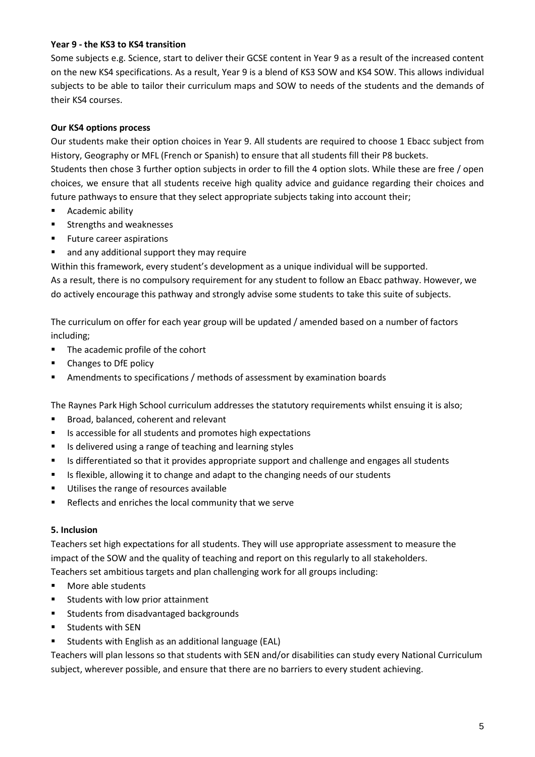**Year 9 - the KS3 to KS4 transition**

Some subjects e.g. Science, start to deliver their GCSE content in Year 9 as a result of the increased content on the new KS4 specifications. As a result, Year 9 is a blend of KS3 SOW and KS4 SOW. This allows individual subjects to be able to tailor their curriculum maps and SOW to needs of the students and the demands of their KS4 courses.

**Our KS4 options process**

Our students make their option choices in Year 9. All students are required to choose 1 Ebacc subject from History, Geography or MFL (French or Spanish) to ensure that all students fill their P8 buckets.
Students then chose 3 further option subjects in order to fill the 4 option slots. While these are free / open choices, we ensure that all students receive high quality advice and guidance regarding their choices and future pathways to ensure that they select appropriate subjects taking into account their;

- Academic ability
- Strengths and weaknesses
- Future career aspirations
- and any additional support they may require

Within this framework, every student's development as a unique individual will be supported.
As a result, there is no compulsory requirement for any student to follow an Ebacc pathway. However, we do actively encourage this pathway and strongly advise some students to take this suite of subjects.

The curriculum on offer for each year group will be updated / amended based on a number of factors including;

- The academic profile of the cohort
- Changes to DfE policy
- Amendments to specifications / methods of assessment by examination boards

The Raynes Park High School curriculum addresses the statutory requirements whilst ensuing it is also;

- Broad, balanced, coherent and relevant
- Is accessible for all students and promotes high expectations
- Is delivered using a range of teaching and learning styles
- Is differentiated so that it provides appropriate support and challenge and engages all students
- Is flexible, allowing it to change and adapt to the changing needs of our students
- Utilises the range of resources available
- Reflects and enriches the local community that we serve

**5. Inclusion**

Teachers set high expectations for all students. They will use appropriate assessment to measure the impact of the SOW and the quality of teaching and report on this regularly to all stakeholders.
Teachers set ambitious targets and plan challenging work for all groups including:

- More able students
- Students with low prior attainment
- Students from disadvantaged backgrounds
- Students with SEN
- Students with English as an additional language (EAL)

Teachers will plan lessons so that students with SEN and/or disabilities can study every National Curriculum subject, wherever possible, and ensure that there are no barriers to every student achieving.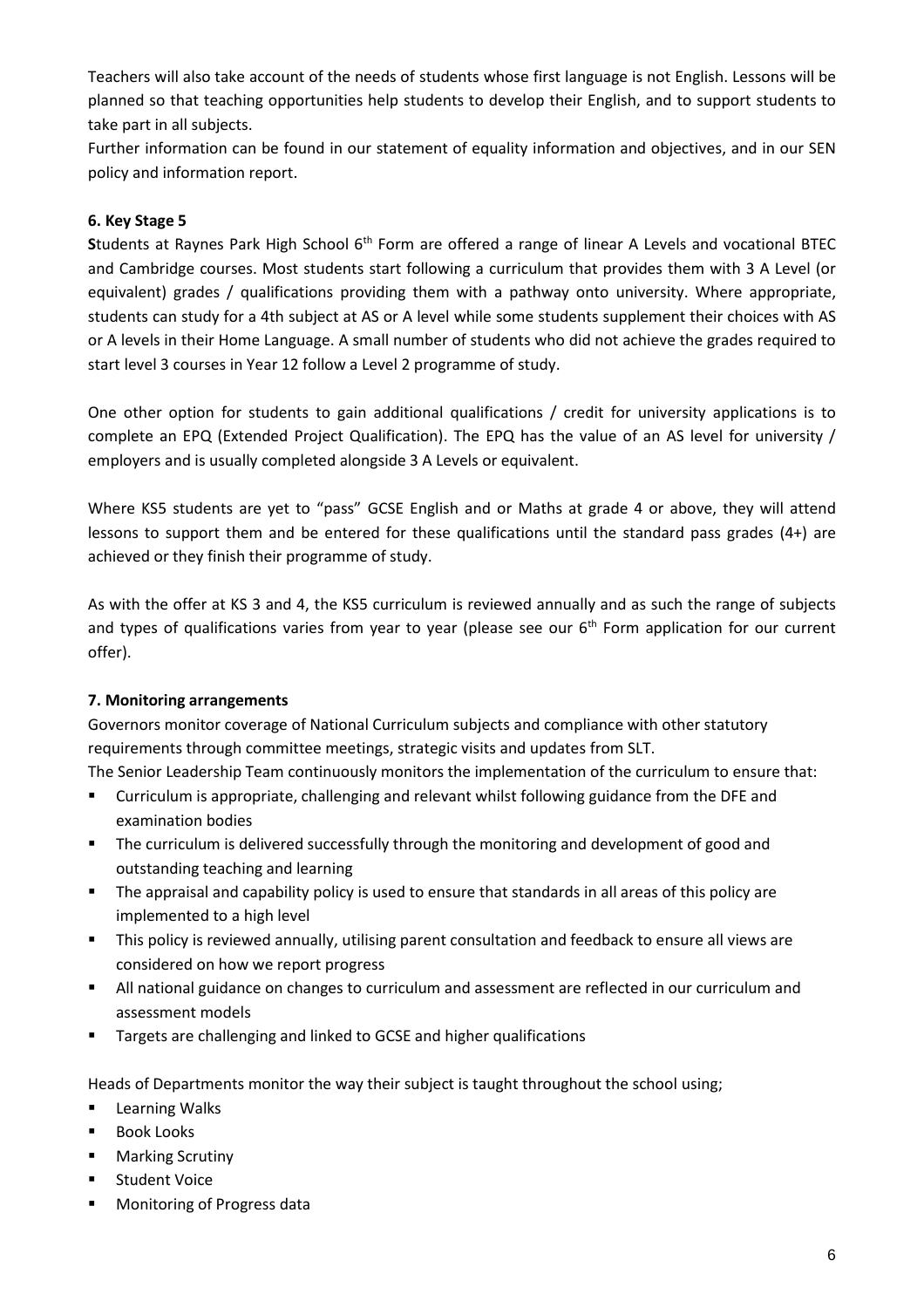Teachers will also take account of the needs of students whose first language is not English. Lessons will be planned so that teaching opportunities help students to develop their English, and to support students to take part in all subjects.

Further information can be found in our statement of equality information and objectives, and in our SEN policy and information report.

### 6. Key Stage 5

**S**tudents at Raynes Park High School 6th Form are offered a range of linear A Levels and vocational BTEC and Cambridge courses. Most students start following a curriculum that provides them with 3 A Level (or equivalent) grades / qualifications providing them with a pathway onto university. Where appropriate, students can study for a 4th subject at AS or A level while some students supplement their choices with AS or A levels in their Home Language. A small number of students who did not achieve the grades required to start level 3 courses in Year 12 follow a Level 2 programme of study.

One other option for students to gain additional qualifications / credit for university applications is to complete an EPQ (Extended Project Qualification). The EPQ has the value of an AS level for university / employers and is usually completed alongside 3 A Levels or equivalent.

Where KS5 students are yet to "pass" GCSE English and or Maths at grade 4 or above, they will attend lessons to support them and be entered for these qualifications until the standard pass grades (4+) are achieved or they finish their programme of study.

As with the offer at KS 3 and 4, the KS5 curriculum is reviewed annually and as such the range of subjects and types of qualifications varies from year to year (please see our 6th Form application for our current offer).

### 7. Monitoring arrangements

Governors monitor coverage of National Curriculum subjects and compliance with other statutory requirements through committee meetings, strategic visits and updates from SLT.

The Senior Leadership Team continuously monitors the implementation of the curriculum to ensure that:

- Curriculum is appropriate, challenging and relevant whilst following guidance from the DFE and examination bodies
- The curriculum is delivered successfully through the monitoring and development of good and outstanding teaching and learning
- The appraisal and capability policy is used to ensure that standards in all areas of this policy are implemented to a high level
- This policy is reviewed annually, utilising parent consultation and feedback to ensure all views are considered on how we report progress
- All national guidance on changes to curriculum and assessment are reflected in our curriculum and assessment models
- Targets are challenging and linked to GCSE and higher qualifications

Heads of Departments monitor the way their subject is taught throughout the school using;

- Learning Walks
- Book Looks
- Marking Scrutiny
- Student Voice
- Monitoring of Progress data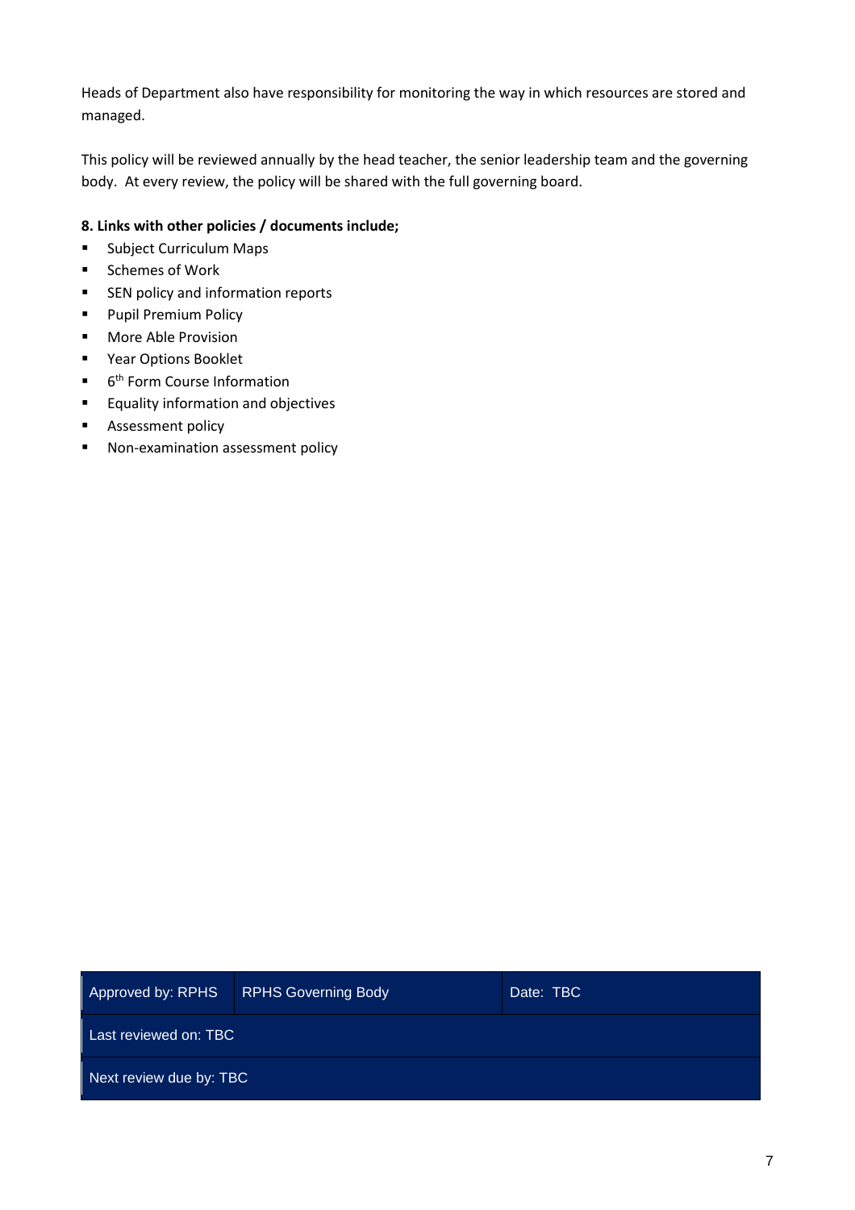Heads of Department also have responsibility for monitoring the way in which resources are stored and managed.

This policy will be reviewed annually by the head teacher, the senior leadership team and the governing body. At every review, the policy will be shared with the full governing board.

**8. Links with other policies / documents include;**

- Subject Curriculum Maps
- Schemes of Work
- SEN policy and information reports
- Pupil Premium Policy
- More Able Provision
- Year Options Booklet
- 6th Form Course Information
- Equality information and objectives
- Assessment policy
- Non-examination assessment policy

| | | |
|---|---|---|
| Approved by: RPHS | RPHS Governing Body | Date: TBC |
| Last reviewed on: TBC | | |
| Next review due by: TBC | | |